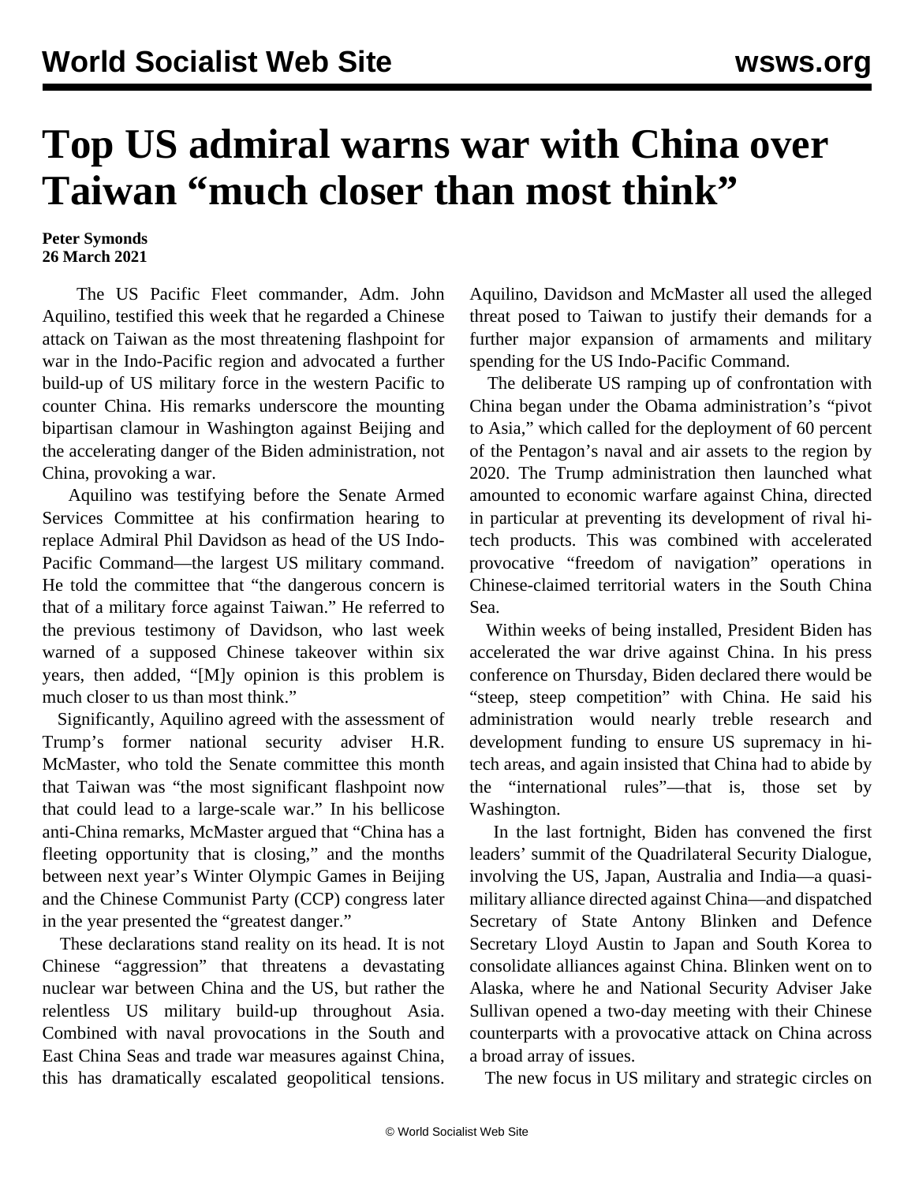# Top US admiral warns war with China over Taiwan "much closer than most think"

**Peter Symonds**
**26 March 2021**

The US Pacific Fleet commander, Adm. John Aquilino, testified this week that he regarded a Chinese attack on Taiwan as the most threatening flashpoint for war in the Indo-Pacific region and advocated a further build-up of US military force in the western Pacific to counter China. His remarks underscore the mounting bipartisan clamour in Washington against Beijing and the accelerating danger of the Biden administration, not China, provoking a war.

Aquilino was testifying before the Senate Armed Services Committee at his confirmation hearing to replace Admiral Phil Davidson as head of the US Indo-Pacific Command—the largest US military command. He told the committee that "the dangerous concern is that of a military force against Taiwan." He referred to the previous testimony of Davidson, who last week warned of a supposed Chinese takeover within six years, then added, "[M]y opinion is this problem is much closer to us than most think."

Significantly, Aquilino agreed with the assessment of Trump's former national security adviser H.R. McMaster, who told the Senate committee this month that Taiwan was "the most significant flashpoint now that could lead to a large-scale war." In his bellicose anti-China remarks, McMaster argued that "China has a fleeting opportunity that is closing," and the months between next year's Winter Olympic Games in Beijing and the Chinese Communist Party (CCP) congress later in the year presented the "greatest danger."

These declarations stand reality on its head. It is not Chinese "aggression" that threatens a devastating nuclear war between China and the US, but rather the relentless US military build-up throughout Asia. Combined with naval provocations in the South and East China Seas and trade war measures against China, this has dramatically escalated geopolitical tensions. Aquilino, Davidson and McMaster all used the alleged threat posed to Taiwan to justify their demands for a further major expansion of armaments and military spending for the US Indo-Pacific Command.

The deliberate US ramping up of confrontation with China began under the Obama administration's "pivot to Asia," which called for the deployment of 60 percent of the Pentagon's naval and air assets to the region by 2020. The Trump administration then launched what amounted to economic warfare against China, directed in particular at preventing its development of rival hi-tech products. This was combined with accelerated provocative "freedom of navigation" operations in Chinese-claimed territorial waters in the South China Sea.

Within weeks of being installed, President Biden has accelerated the war drive against China. In his press conference on Thursday, Biden declared there would be "steep, steep competition" with China. He said his administration would nearly treble research and development funding to ensure US supremacy in hi-tech areas, and again insisted that China had to abide by the "international rules"—that is, those set by Washington.

In the last fortnight, Biden has convened the first leaders' summit of the Quadrilateral Security Dialogue, involving the US, Japan, Australia and India—a quasi-military alliance directed against China—and dispatched Secretary of State Antony Blinken and Defence Secretary Lloyd Austin to Japan and South Korea to consolidate alliances against China. Blinken went on to Alaska, where he and National Security Adviser Jake Sullivan opened a two-day meeting with their Chinese counterparts with a provocative attack on China across a broad array of issues.

The new focus in US military and strategic circles on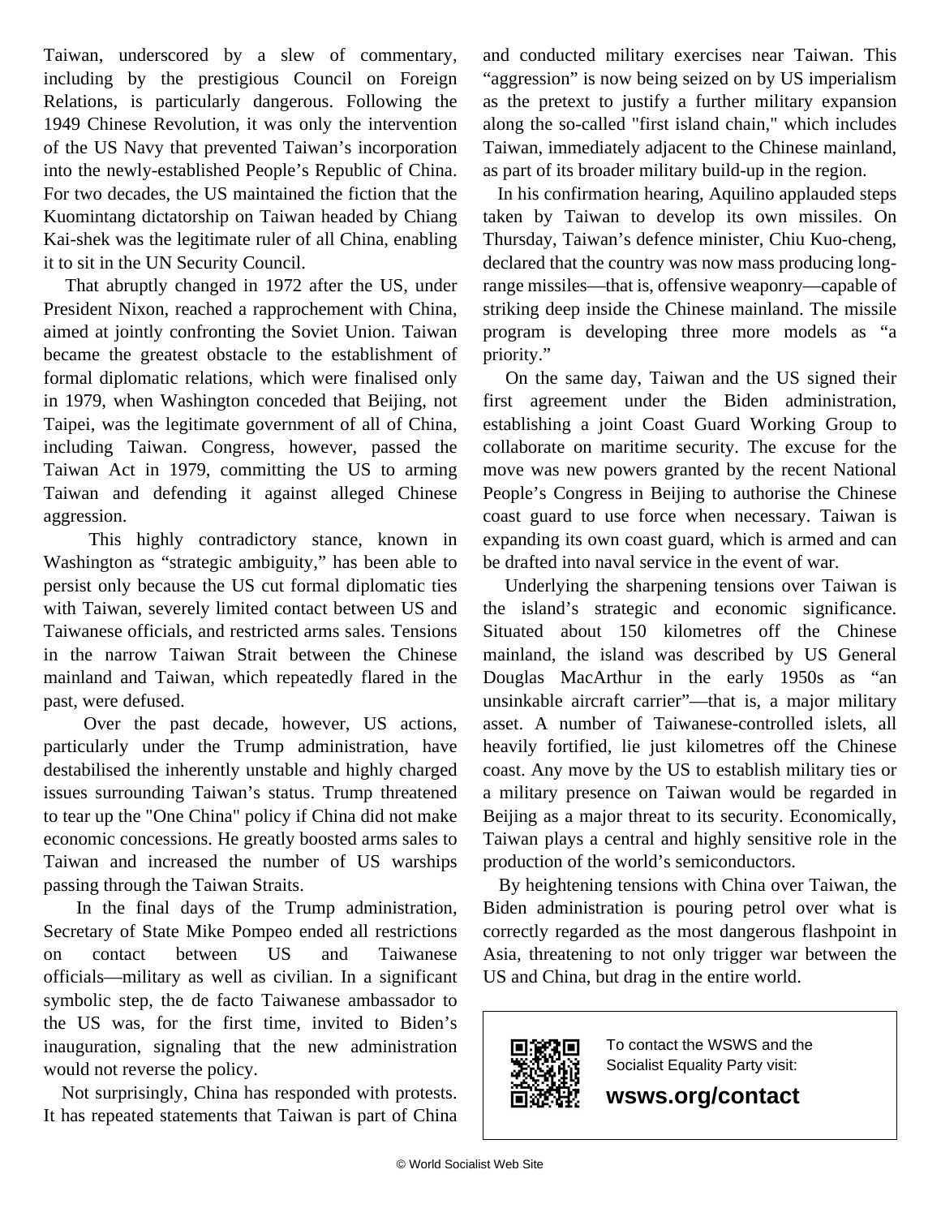Taiwan, underscored by a slew of commentary, including by the prestigious Council on Foreign Relations, is particularly dangerous. Following the 1949 Chinese Revolution, it was only the intervention of the US Navy that prevented Taiwan's incorporation into the newly-established People's Republic of China. For two decades, the US maintained the fiction that the Kuomintang dictatorship on Taiwan headed by Chiang Kai-shek was the legitimate ruler of all China, enabling it to sit in the UN Security Council.

That abruptly changed in 1972 after the US, under President Nixon, reached a rapprochement with China, aimed at jointly confronting the Soviet Union. Taiwan became the greatest obstacle to the establishment of formal diplomatic relations, which were finalised only in 1979, when Washington conceded that Beijing, not Taipei, was the legitimate government of all of China, including Taiwan. Congress, however, passed the Taiwan Act in 1979, committing the US to arming Taiwan and defending it against alleged Chinese aggression.

This highly contradictory stance, known in Washington as "strategic ambiguity," has been able to persist only because the US cut formal diplomatic ties with Taiwan, severely limited contact between US and Taiwanese officials, and restricted arms sales. Tensions in the narrow Taiwan Strait between the Chinese mainland and Taiwan, which repeatedly flared in the past, were defused.

Over the past decade, however, US actions, particularly under the Trump administration, have destabilised the inherently unstable and highly charged issues surrounding Taiwan's status. Trump threatened to tear up the "One China" policy if China did not make economic concessions. He greatly boosted arms sales to Taiwan and increased the number of US warships passing through the Taiwan Straits.

In the final days of the Trump administration, Secretary of State Mike Pompeo ended all restrictions on contact between US and Taiwanese officials—military as well as civilian. In a significant symbolic step, the de facto Taiwanese ambassador to the US was, for the first time, invited to Biden's inauguration, signaling that the new administration would not reverse the policy.

Not surprisingly, China has responded with protests. It has repeated statements that Taiwan is part of China and conducted military exercises near Taiwan. This "aggression" is now being seized on by US imperialism as the pretext to justify a further military expansion along the so-called "first island chain," which includes Taiwan, immediately adjacent to the Chinese mainland, as part of its broader military build-up in the region.

In his confirmation hearing, Aquilino applauded steps taken by Taiwan to develop its own missiles. On Thursday, Taiwan's defence minister, Chiu Kuo-cheng, declared that the country was now mass producing long-range missiles—that is, offensive weaponry—capable of striking deep inside the Chinese mainland. The missile program is developing three more models as "a priority."

On the same day, Taiwan and the US signed their first agreement under the Biden administration, establishing a joint Coast Guard Working Group to collaborate on maritime security. The excuse for the move was new powers granted by the recent National People's Congress in Beijing to authorise the Chinese coast guard to use force when necessary. Taiwan is expanding its own coast guard, which is armed and can be drafted into naval service in the event of war.

Underlying the sharpening tensions over Taiwan is the island's strategic and economic significance. Situated about 150 kilometres off the Chinese mainland, the island was described by US General Douglas MacArthur in the early 1950s as "an unsinkable aircraft carrier"—that is, a major military asset. A number of Taiwanese-controlled islets, all heavily fortified, lie just kilometres off the Chinese coast. Any move by the US to establish military ties or a military presence on Taiwan would be regarded in Beijing as a major threat to its security. Economically, Taiwan plays a central and highly sensitive role in the production of the world's semiconductors.

By heightening tensions with China over Taiwan, the Biden administration is pouring petrol over what is correctly regarded as the most dangerous flashpoint in Asia, threatening to not only trigger war between the US and China, but drag in the entire world.

To contact the WSWS and the Socialist Equality Party visit:

**wsws.org/contact**